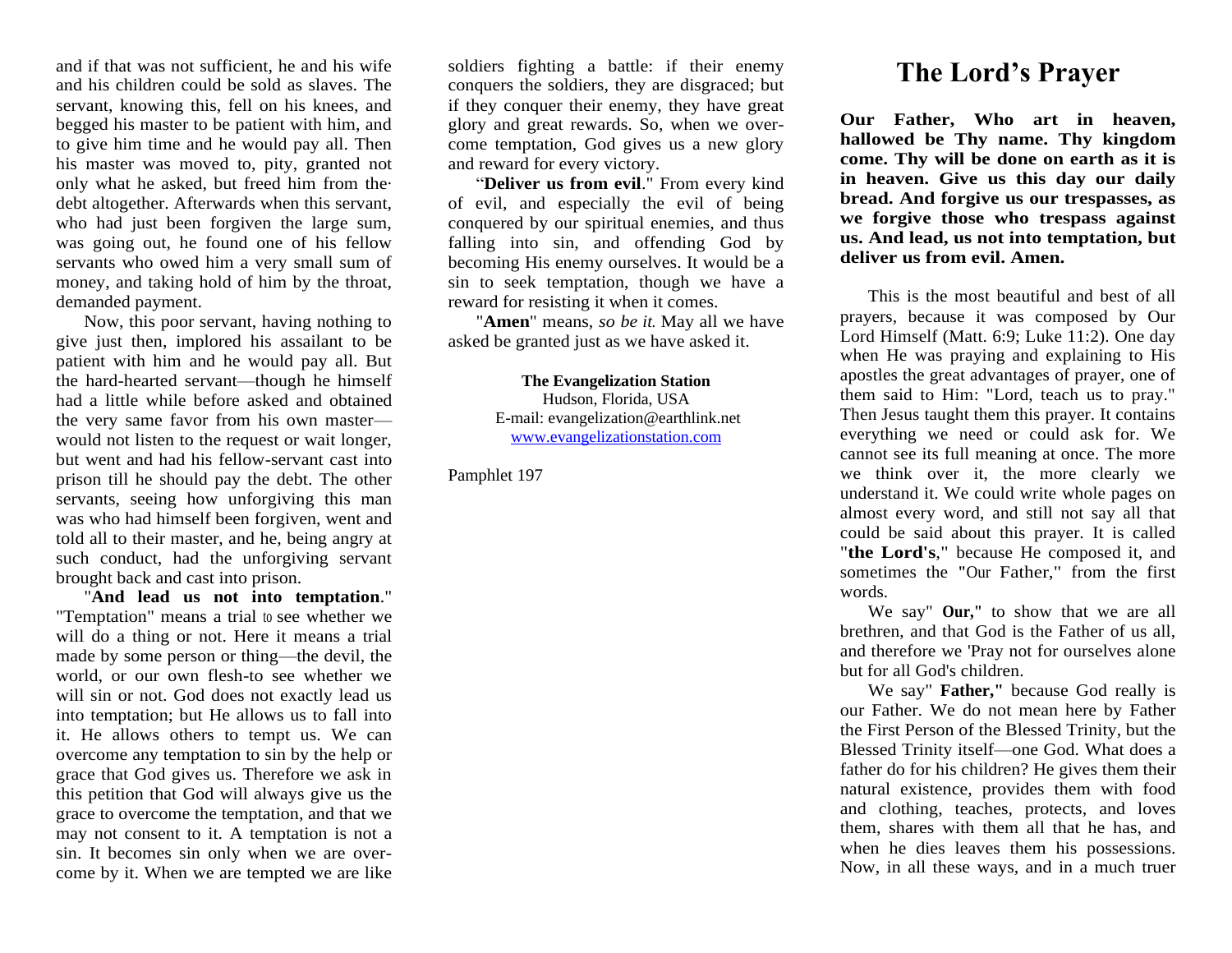and if that was not sufficient, he and his wife and his children could be sold as slaves. The servant, knowing this, fell on his knees, and begged his master to be patient with him, and to give him time and he would pay all. Then his master was moved to, pity, granted not only what he asked, but freed him from the· debt altogether. Afterwards when this servant, who had just been forgiven the large sum, was going out, he found one of his fellow servants who owed him a very small sum of money, and taking hold of him by the throat, demanded payment.

Now, this poor servant, having nothing to give just then, implored his assailant to be patient with him and he would pay all. But the hard-hearted servant—though he himself had a little while before asked and obtained the very same favor from his own master—would not listen to the request or wait longer, but went and had his fellow-servant cast into prison till he should pay the debt. The other servants, seeing how unforgiving this man was who had himself been forgiven, went and told all to their master, and he, being angry at such conduct, had the unforgiving servant brought back and cast into prison.

"**And lead us not into temptation**." "Temptation" means a trial to see whether we will do a thing or not. Here it means a trial made by some person or thing—the devil, the world, or our own flesh-to see whether we will sin or not. God does not exactly lead us into temptation; but He allows us to fall into it. He allows others to tempt us. We can overcome any temptation to sin by the help or grace that God gives us. Therefore we ask in this petition that God will always give us the grace to overcome the temptation, and that we may not consent to it. A temptation is not a sin. It becomes sin only when we are overcome by it. When we are tempted we are like soldiers fighting a battle: if their enemy conquers the soldiers, they are disgraced; but if they conquer their enemy, they have great glory and great rewards. So, when we overcome temptation, God gives us a new glory and reward for every victory.

"**Deliver us from evil**." From every kind of evil, and especially the evil of being conquered by our spiritual enemies, and thus falling into sin, and offending God by becoming His enemy ourselves. It would be a sin to seek temptation, though we have a reward for resisting it when it comes.

"**Amen**" means, *so be it.* May all we have asked be granted just as we have asked it.

**The Evangelization Station**
Hudson, Florida, USA
E-mail: evangelization@earthlink.net
www.evangelizationstation.com

Pamphlet 197

# The Lord's Prayer

**Our Father, Who art in heaven, hallowed be Thy name. Thy kingdom come. Thy will be done on earth as it is in heaven. Give us this day our daily bread. And forgive us our trespasses, as we forgive those who trespass against us. And lead, us not into temptation, but deliver us from evil. Amen.**

This is the most beautiful and best of all prayers, because it was composed by Our Lord Himself (Matt. 6:9; Luke 11:2). One day when He was praying and explaining to His apostles the great advantages of prayer, one of them said to Him: "Lord, teach us to pray." Then Jesus taught them this prayer. It contains everything we need or could ask for. We cannot see its full meaning at once. The more we think over it, the more clearly we understand it. We could write whole pages on almost every word, and still not say all that could be said about this prayer. It is called "**the Lord's**," because He composed it, and sometimes the "Our Father," from the first words.

We say" **Our,**" to show that we are all brethren, and that God is the Father of us all, and therefore we 'Pray not for ourselves alone but for all God's children.

We say" **Father,**" because God really is our Father. We do not mean here by Father the First Person of the Blessed Trinity, but the Blessed Trinity itself—one God. What does a father do for his children? He gives them their natural existence, provides them with food and clothing, teaches, protects, and loves them, shares with them all that he has, and when he dies leaves them his possessions. Now, in all these ways, and in a much truer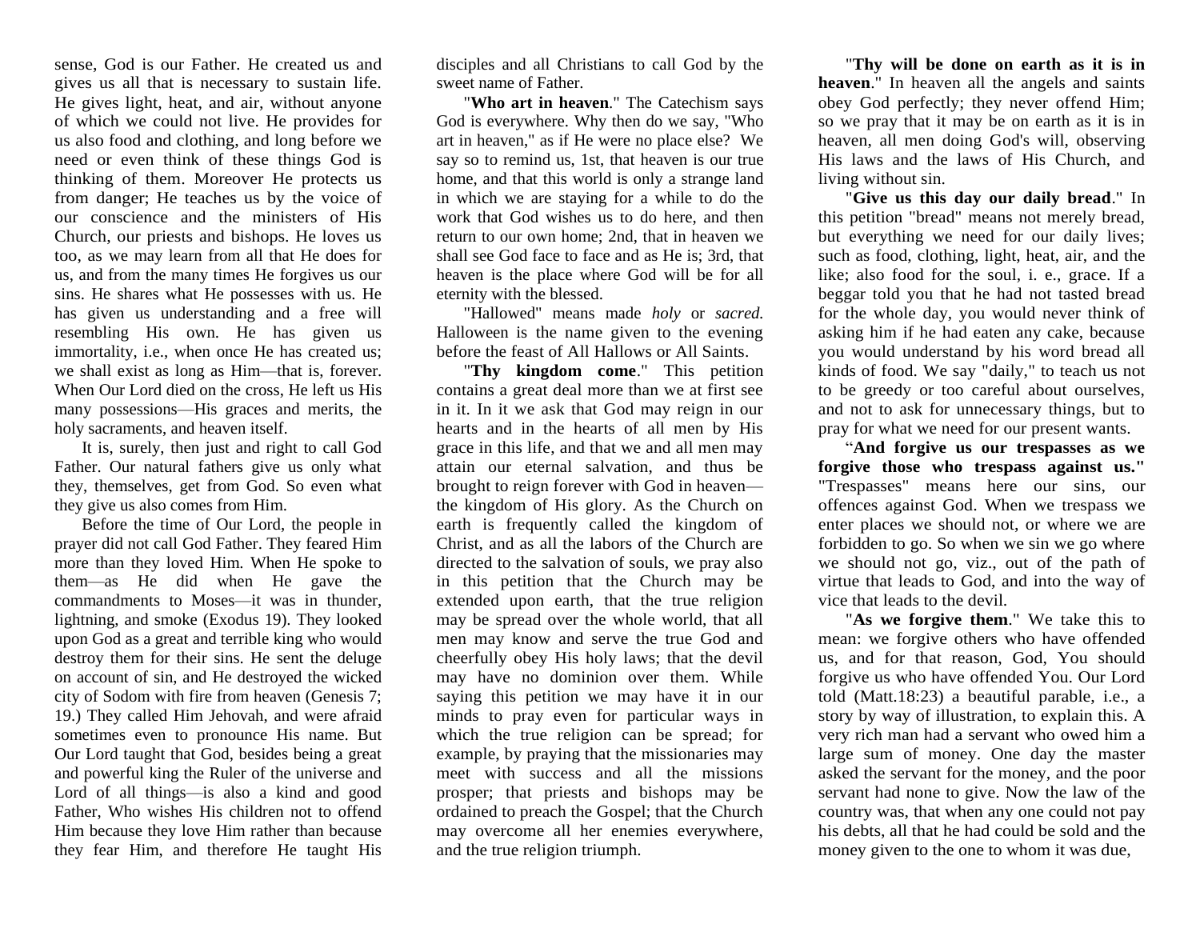sense, God is our Father. He created us and gives us all that is necessary to sustain life. He gives light, heat, and air, without anyone of which we could not live. He provides for us also food and clothing, and long before we need or even think of these things God is thinking of them. Moreover He protects us from danger; He teaches us by the voice of our conscience and the ministers of His Church, our priests and bishops. He loves us too, as we may learn from all that He does for us, and from the many times He forgives us our sins. He shares what He possesses with us. He has given us understanding and a free will resembling His own. He has given us immortality, i.e., when once He has created us; we shall exist as long as Him—that is, forever. When Our Lord died on the cross, He left us His many possessions—His graces and merits, the holy sacraments, and heaven itself.

It is, surely, then just and right to call God Father. Our natural fathers give us only what they, themselves, get from God. So even what they give us also comes from Him.

Before the time of Our Lord, the people in prayer did not call God Father. They feared Him more than they loved Him. When He spoke to them—as He did when He gave the commandments to Moses—it was in thunder, lightning, and smoke (Exodus 19). They looked upon God as a great and terrible king who would destroy them for their sins. He sent the deluge on account of sin, and He destroyed the wicked city of Sodom with fire from heaven (Genesis 7; 19.) They called Him Jehovah, and were afraid sometimes even to pronounce His name. But Our Lord taught that God, besides being a great and powerful king the Ruler of the universe and Lord of all things—is also a kind and good Father, Who wishes His children not to offend Him because they love Him rather than because they fear Him, and therefore He taught His disciples and all Christians to call God by the sweet name of Father.

"**Who art in heaven**." The Catechism says God is everywhere. Why then do we say, "Who art in heaven," as if He were no place else? We say so to remind us, 1st, that heaven is our true home, and that this world is only a strange land in which we are staying for a while to do the work that God wishes us to do here, and then return to our own home; 2nd, that in heaven we shall see God face to face and as He is; 3rd, that heaven is the place where God will be for all eternity with the blessed.

"Hallowed" means made *holy* or *sacred.* Halloween is the name given to the evening before the feast of All Hallows or All Saints.

"**Thy kingdom come**." This petition contains a great deal more than we at first see in it. In it we ask that God may reign in our hearts and in the hearts of all men by His grace in this life, and that we and all men may attain our eternal salvation, and thus be brought to reign forever with God in heaven—the kingdom of His glory. As the Church on earth is frequently called the kingdom of Christ, and as all the labors of the Church are directed to the salvation of souls, we pray also in this petition that the Church may be extended upon earth, that the true religion may be spread over the whole world, that all men may know and serve the true God and cheerfully obey His holy laws; that the devil may have no dominion over them. While saying this petition we may have it in our minds to pray even for particular ways in which the true religion can be spread; for example, by praying that the missionaries may meet with success and all the missions prosper; that priests and bishops may be ordained to preach the Gospel; that the Church may overcome all her enemies everywhere, and the true religion triumph.

"**Thy will be done on earth as it is in heaven**." In heaven all the angels and saints obey God perfectly; they never offend Him; so we pray that it may be on earth as it is in heaven, all men doing God's will, observing His laws and the laws of His Church, and living without sin.

"**Give us this day our daily bread**." In this petition "bread" means not merely bread, but everything we need for our daily lives; such as food, clothing, light, heat, air, and the like; also food for the soul, i. e., grace. If a beggar told you that he had not tasted bread for the whole day, you would never think of asking him if he had eaten any cake, because you would understand by his word bread all kinds of food. We say "daily," to teach us not to be greedy or too careful about ourselves, and not to ask for unnecessary things, but to pray for what we need for our present wants.

"**And forgive us our trespasses as we forgive those who trespass against us."** "Trespasses" means here our sins, our offences against God. When we trespass we enter places we should not, or where we are forbidden to go. So when we sin we go where we should not go, viz., out of the path of virtue that leads to God, and into the way of vice that leads to the devil.

"**As we forgive them**." We take this to mean: we forgive others who have offended us, and for that reason, God, You should forgive us who have offended You. Our Lord told (Matt.18:23) a beautiful parable, i.e., a story by way of illustration, to explain this. A very rich man had a servant who owed him a large sum of money. One day the master asked the servant for the money, and the poor servant had none to give. Now the law of the country was, that when any one could not pay his debts, all that he had could be sold and the money given to the one to whom it was due,